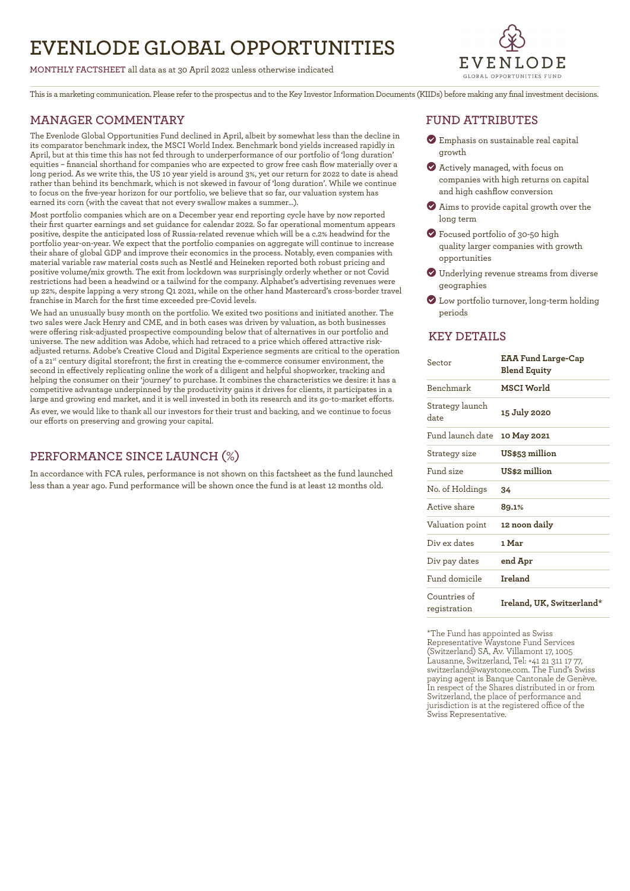# EVENLODE GLOBAL OPPORTUNITIES

MONTHLY FACTSHEET all data as at 30 April 2022 unless otherwise indicated

EVENLODE
GLOBAL OPPORTUNITIES FUND

This is a marketing communication. Please refer to the prospectus and to the Key Investor Information Documents (KIIDs) before making any final investment decisions.

## MANAGER COMMENTARY

The Evenlode Global Opportunities Fund declined in April, albeit by somewhat less than the decline in its comparator benchmark index, the MSCI World Index. Benchmark bond yields increased rapidly in April, but at this time this has not fed through to underperformance of our portfolio of 'long duration' equities – financial shorthand for companies who are expected to grow free cash flow materially over a long period. As we write this, the US 10 year yield is around 3%, yet our return for 2022 to date is ahead rather than behind its benchmark, which is not skewed in favour of 'long duration'. While we continue to focus on the five-year horizon for our portfolio, we believe that so far, our valuation system has earned its corn (with the caveat that not every swallow makes a summer…).

Most portfolio companies which are on a December year end reporting cycle have by now reported their first quarter earnings and set guidance for calendar 2022. So far operational momentum appears positive, despite the anticipated loss of Russia-related revenue which will be a c.2% headwind for the portfolio year-on-year. We expect that the portfolio companies on aggregate will continue to increase their share of global GDP and improve their economics in the process. Notably, even companies with material variable raw material costs such as Nestlé and Heineken reported both robust pricing and positive volume/mix growth. The exit from lockdown was surprisingly orderly whether or not Covid restrictions had been a headwind or a tailwind for the company. Alphabet's advertising revenues were up 22%, despite lapping a very strong Q1 2021, while on the other hand Mastercard's cross-border travel franchise in March for the first time exceeded pre-Covid levels.

We had an unusually busy month on the portfolio. We exited two positions and initiated another. The two sales were Jack Henry and CME, and in both cases was driven by valuation, as both businesses were offering risk-adjusted prospective compounding below that of alternatives in our portfolio and universe. The new addition was Adobe, which had retraced to a price which offered attractive risk-adjusted returns. Adobe's Creative Cloud and Digital Experience segments are critical to the operation of a 21st century digital storefront; the first in creating the e-commerce consumer environment, the second in effectively replicating online the work of a diligent and helpful shopworker, tracking and helping the consumer on their 'journey' to purchase. It combines the characteristics we desire: it has a competitive advantage underpinned by the productivity gains it drives for clients, it participates in a large and growing end market, and it is well invested in both its research and its go-to-market efforts.

As ever, we would like to thank all our investors for their trust and backing, and we continue to focus our efforts on preserving and growing your capital.

## PERFORMANCE SINCE LAUNCH (%)

In accordance with FCA rules, performance is not shown on this factsheet as the fund launched less than a year ago. Fund performance will be shown once the fund is at least 12 months old.

## FUND ATTRIBUTES

- Emphasis on sustainable real capital growth
- Actively managed, with focus on companies with high returns on capital and high cashflow conversion
- Aims to provide capital growth over the long term
- Focused portfolio of 30-50 high quality larger companies with growth opportunities
- Underlying revenue streams from diverse geographies
- Low portfolio turnover, long-term holding periods

## KEY DETAILS

| | |
|---|---|
| Sector | **EAA Fund Large-Cap Blend Equity** |
| Benchmark | **MSCI World** |
| Strategy launch date | **15 July 2020** |
| Fund launch date | **10 May 2021** |
| Strategy size | **US$53 million** |
| Fund size | **US$2 million** |
| No. of Holdings | **34** |
| Active share | **89.1%** |
| Valuation point | **12 noon daily** |
| Div ex dates | **1 Mar** |
| Div pay dates | **end Apr** |
| Fund domicile | **Ireland** |
| Countries of registration | **Ireland, UK, Switzerland*** |

*The Fund has appointed as Swiss Representative Waystone Fund Services (Switzerland) SA, Av. Villamont 17, 1005 Lausanne, Switzerland, Tel: +41 21 311 17 77, switzerland@waystone.com. The Fund's Swiss paying agent is Banque Cantonale de Genève. In respect of the Shares distributed in or from Switzerland, the place of performance and jurisdiction is at the registered office of the Swiss Representative.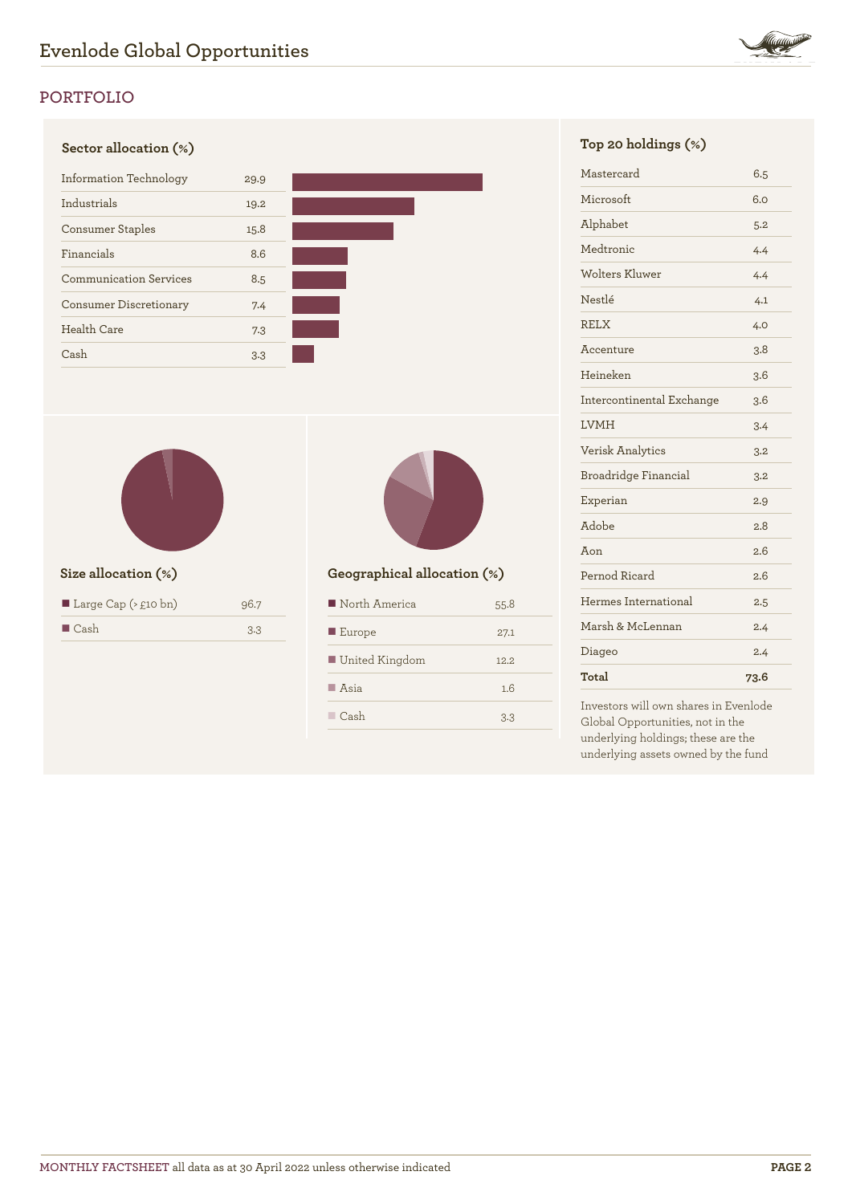## PORTFOLIO

### Sector allocation (%)

| Sector | % |
|---|---|
| Information Technology | 29.9 |
| Industrials | 19.2 |
| Consumer Staples | 15.8 |
| Financials | 8.6 |
| Communication Services | 8.5 |
| Consumer Discretionary | 7.4 |
| Health Care | 7.3 |
| Cash | 3.3 |

### Size allocation (%)

| Size | % |
|---|---|
| Large Cap (> £10 bn) | 96.7 |
| Cash | 3.3 |

### Geographical allocation (%)

| Region | % |
|---|---|
| North America | 55.8 |
| Europe | 27.1 |
| United Kingdom | 12.2 |
| Asia | 1.6 |
| Cash | 3.3 |

### Top 20 holdings (%)

| Holding | % |
|---|---|
| Mastercard | 6.5 |
| Microsoft | 6.0 |
| Alphabet | 5.2 |
| Medtronic | 4.4 |
| Wolters Kluwer | 4.4 |
| Nestlé | 4.1 |
| RELX | 4.0 |
| Accenture | 3.8 |
| Heineken | 3.6 |
| Intercontinental Exchange | 3.6 |
| LVMH | 3.4 |
| Verisk Analytics | 3.2 |
| Broadridge Financial | 3.2 |
| Experian | 2.9 |
| Adobe | 2.8 |
| Aon | 2.6 |
| Pernod Ricard | 2.6 |
| Hermes International | 2.5 |
| Marsh & McLennan | 2.4 |
| Diageo | 2.4 |
| **Total** | **73.6** |

Investors will own shares in Evenlode Global Opportunities, not in the underlying holdings; these are the underlying assets owned by the fund

MONTHLY FACTSHEET all data as at 30 April 2022 unless otherwise indicated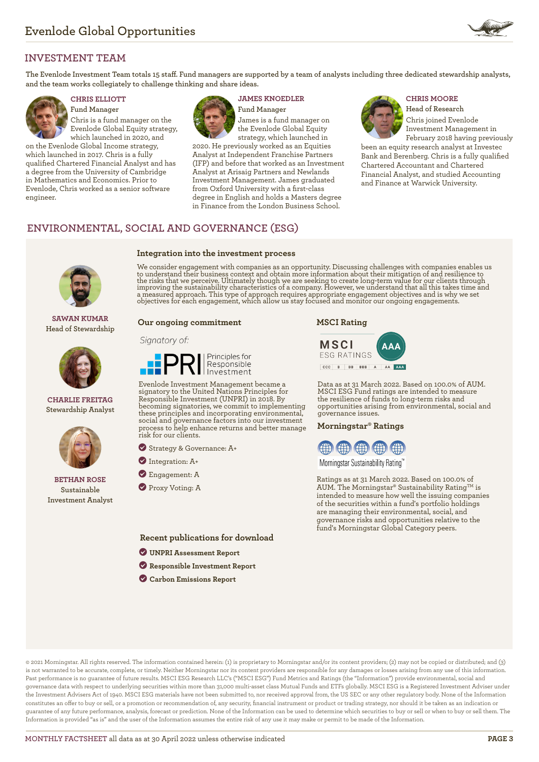## INVESTMENT TEAM

The Evenlode Investment Team totals 15 staff. Fund managers are supported by a team of analysts including three dedicated stewardship analysts, and the team works collegiately to challenge thinking and share ideas.

**CHRIS ELLIOTT**
Fund Manager

Chris is a fund manager on the Evenlode Global Equity strategy, which launched in 2020, and on the Evenlode Global Income strategy, which launched in 2017. Chris is a fully qualified Chartered Financial Analyst and has a degree from the University of Cambridge in Mathematics and Economics. Prior to Evenlode, Chris worked as a senior software engineer.

**JAMES KNOEDLER**
Fund Manager

James is a fund manager on the Evenlode Global Equity strategy, which launched in 2020. He previously worked as an Equities Analyst at Independent Franchise Partners (IFP) and before that worked as an Investment Analyst at Arisaig Partners and Newlands Investment Management. James graduated from Oxford University with a first-class degree in English and holds a Masters degree in Finance from the London Business School.

**CHRIS MOORE**
Head of Research

Chris joined Evenlode Investment Management in February 2018 having previously been an equity research analyst at Investec Bank and Berenberg. Chris is a fully qualified Chartered Accountant and Chartered Financial Analyst, and studied Accounting and Finance at Warwick University.

## ENVIRONMENTAL, SOCIAL AND GOVERNANCE (ESG)

**SAWAN KUMAR**
Head of Stewardship

**CHARLIE FREITAG**
Stewardship Analyst

**BETHAN ROSE**
Sustainable Investment Analyst

### Integration into the investment process

We consider engagement with companies as an opportunity. Discussing challenges with companies enables us to understand their business context and obtain more information about their mitigation of and resilience to the risks that we perceive. Ultimately though we are seeking to create long-term value for our clients through improving the sustainability characteristics of a company. However, we understand that all this takes time and a measured approach. This type of approach requires appropriate engagement objectives and is why we set objectives for each engagement, which allow us stay focused and monitor our ongoing engagements.

### Our ongoing commitment

*Signatory of:*

PRI Principles for Responsible Investment

Evenlode Investment Management became a signatory to the United Nations Principles for Responsible Investment (UNPRI) in 2018. By becoming signatories, we commit to implementing these principles and incorporating environmental, social and governance factors into our investment process to help enhance returns and better manage risk for our clients.

- Strategy & Governance: A+
- Integration: A+
- Engagement: A
- Proxy Voting: A

### MSCI Rating

MSCI ESG RATINGS: AAA

CCC | B | BB | BBB | A | AA | AAA

Data as at 31 March 2022. Based on 100.0% of AUM. MSCI ESG Fund ratings are intended to measure the resilience of funds to long-term risks and opportunities arising from environmental, social and governance issues.

### Morningstar® Ratings

Morningstar Sustainability Rating™

Ratings as at 31 March 2022. Based on 100.0% of AUM. The Morningstar® Sustainability Rating™ is intended to measure how well the issuing companies of the securities within a fund's portfolio holdings are managing their environmental, social, and governance risks and opportunities relative to the fund's Morningstar Global Category peers.

### Recent publications for download

- **UNPRI Assessment Report**
- **Responsible Investment Report**
- **Carbon Emissions Report**

© 2021 Morningstar. All rights reserved. The information contained herein: (1) is proprietary to Morningstar and/or its content providers; (2) may not be copied or distributed; and (3) is not warranted to be accurate, complete, or timely. Neither Morningstar nor its content providers are responsible for any damages or losses arising from any use of this information. Past performance is no guarantee of future results. MSCI ESG Research LLC's ("MSCI ESG") Fund Metrics and Ratings (the "Information") provide environmental, social and governance data with respect to underlying securities within more than 31,000 multi-asset class Mutual Funds and ETFs globally. MSCI ESG is a Registered Investment Adviser under the Investment Advisers Act of 1940. MSCI ESG materials have not been submitted to, nor received approval from, the US SEC or any other regulatory body. None of the Information constitutes an offer to buy or sell, or a promotion or recommendation of, any security, financial instrument or product or trading strategy, nor should it be taken as an indication or guarantee of any future performance, analysis, forecast or prediction. None of the Information can be used to determine which securities to buy or sell or when to buy or sell them. The Information is provided "as is" and the user of the Information assumes the entire risk of any use it may make or permit to be made of the Information.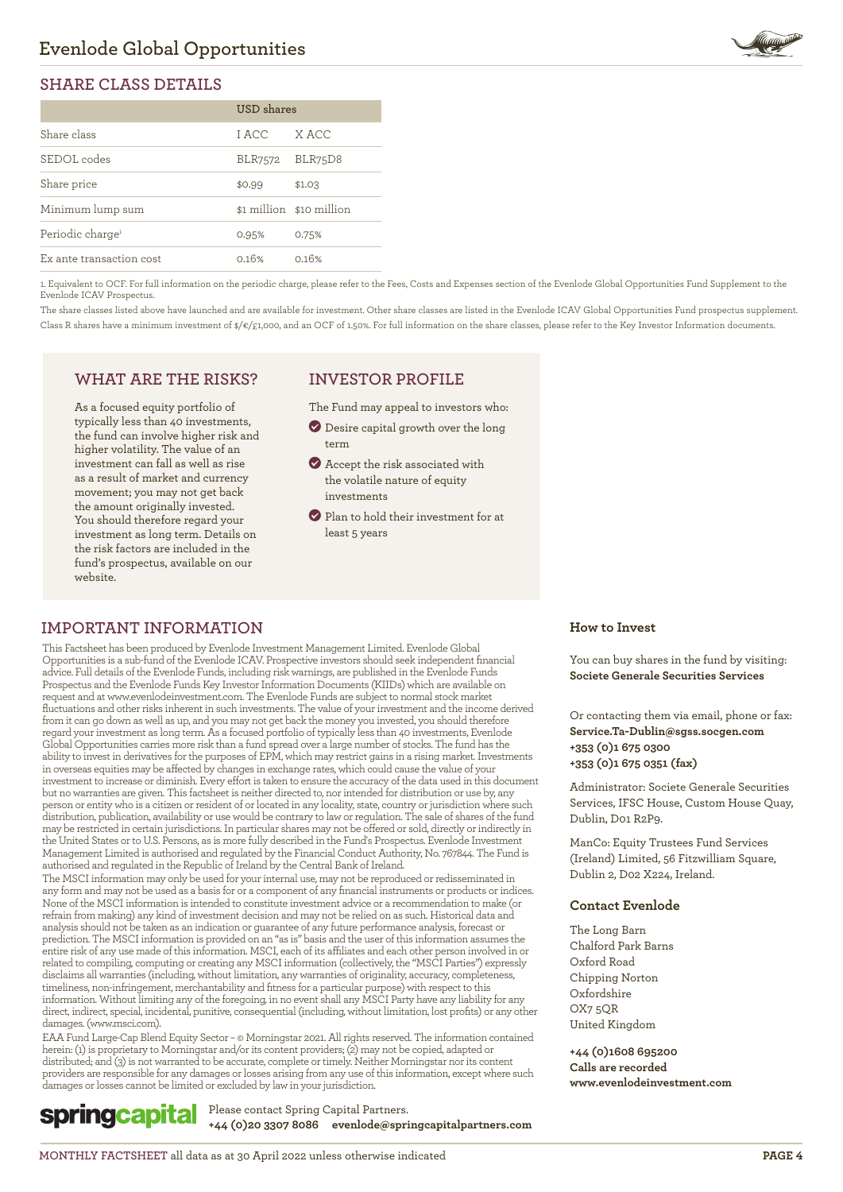# Evenlode Global Opportunities

## SHARE CLASS DETAILS

| | USD shares | |
|---|---|---|
| Share class | I ACC | X ACC |
| SEDOL codes | BLR7572 | BLR75D8 |
| Share price | $0.99 | $1.03 |
| Minimum lump sum | $1 million | $10 million |
| Periodic charge[1] | 0.95% | 0.75% |
| Ex ante transaction cost | 0.16% | 0.16% |

1. Equivalent to OCF. For full information on the periodic charge, please refer to the Fees, Costs and Expenses section of the Evenlode Global Opportunities Fund Supplement to the Evenlode ICAV Prospectus.

The share classes listed above have launched and are available for investment. Other share classes are listed in the Evenlode ICAV Global Opportunities Fund prospectus supplement. Class R shares have a minimum investment of $/€/£1,000, and an OCF of 1.50%. For full information on the share classes, please refer to the Key Investor Information documents.

## WHAT ARE THE RISKS?

As a focused equity portfolio of typically less than 40 investments, the fund can involve higher risk and higher volatility. The value of an investment can fall as well as rise as a result of market and currency movement; you may not get back the amount originally invested. You should therefore regard your investment as long term. Details on the risk factors are included in the fund's prospectus, available on our website.

## INVESTOR PROFILE

The Fund may appeal to investors who:

- Desire capital growth over the long term
- Accept the risk associated with the volatile nature of equity investments
- Plan to hold their investment for at least 5 years

## IMPORTANT INFORMATION

This Factsheet has been produced by Evenlode Investment Management Limited. Evenlode Global Opportunities is a sub-fund of the Evenlode ICAV. Prospective investors should seek independent financial advice. Full details of the Evenlode Funds, including risk warnings, are published in the Evenlode Funds Prospectus and the Evenlode Funds Key Investor Information Documents (KIIDs) which are available on request and at www.evenlodeinvestment.com. The Evenlode Funds are subject to normal stock market fluctuations and other risks inherent in such investments. The value of your investment and the income derived from it can go down as well as up, and you may not get back the money you invested, you should therefore regard your investment as long term. As a focused portfolio of typically less than 40 investments, Evenlode Global Opportunities carries more risk than a fund spread over a large number of stocks. The fund has the ability to invest in derivatives for the purposes of EPM, which may restrict gains in a rising market. Investments in overseas equities may be affected by changes in exchange rates, which could cause the value of your investment to increase or diminish. Every effort is taken to ensure the accuracy of the data used in this document but no warranties are given. This factsheet is neither directed to, nor intended for distribution or use by, any person or entity who is a citizen or resident of or located in any locality, state, country or jurisdiction where such distribution, publication, availability or use would be contrary to law or regulation. The sale of shares of the fund may be restricted in certain jurisdictions. In particular shares may not be offered or sold, directly or indirectly in the United States or to U.S. Persons, as is more fully described in the Fund's Prospectus. Evenlode Investment Management Limited is authorised and regulated by the Financial Conduct Authority, No. 767844. The Fund is authorised and regulated in the Republic of Ireland by the Central Bank of Ireland.

The MSCI information may only be used for your internal use, may not be reproduced or redisseminated in any form and may not be used as a basis for or a component of any financial instruments or products or indices. None of the MSCI information is intended to constitute investment advice or a recommendation to make (or refrain from making) any kind of investment decision and may not be relied on as such. Historical data and analysis should not be taken as an indication or guarantee of any future performance analysis, forecast or prediction. The MSCI information is provided on an "as is" basis and the user of this information assumes the entire risk of any use made of this information. MSCI, each of its affiliates and each other person involved in or related to compiling, computing or creating any MSCI information (collectively, the "MSCI Parties") expressly disclaims all warranties (including, without limitation, any warranties of originality, accuracy, completeness, timeliness, non-infringement, merchantability and fitness for a particular purpose) with respect to this information. Without limiting any of the foregoing, in no event shall any MSCI Party have any liability for any direct, indirect, special, incidental, punitive, consequential (including, without limitation, lost profits) or any other damages. (www.msci.com).

EAA Fund Large-Cap Blend Equity Sector – © Morningstar 2021. All rights reserved. The information contained herein: (1) is proprietary to Morningstar and/or its content providers; (2) may not be copied, adapted or distributed; and (3) is not warranted to be accurate, complete or timely. Neither Morningstar nor its content providers are responsible for any damages or losses arising from any use of this information, except where such damages or losses cannot be limited or excluded by law in your jurisdiction.

**springcapital** Please contact Spring Capital Partners.
**+44 (0)20 3307 8086 evenlode@springcapitalpartners.com**

### How to Invest

You can buy shares in the fund by visiting:
**Societe Generale Securities Services**

Or contacting them via email, phone or fax:
**Service.Ta-Dublin@sgss.socgen.com**
**+353 (0)1 675 0300**
**+353 (0)1 675 0351 (fax)**

Administrator: Societe Generale Securities Services, IFSC House, Custom House Quay, Dublin, D01 R2P9.

ManCo: Equity Trustees Fund Services (Ireland) Limited, 56 Fitzwilliam Square, Dublin 2, D02 X224, Ireland.

### Contact Evenlode

The Long Barn
Chalford Park Barns
Oxford Road
Chipping Norton
Oxfordshire
OX7 5QR
United Kingdom

**+44 (0)1608 695200**
**Calls are recorded**
**www.evenlodeinvestment.com**

MONTHLY FACTSHEET all data as at 30 April 2022 unless otherwise indicated